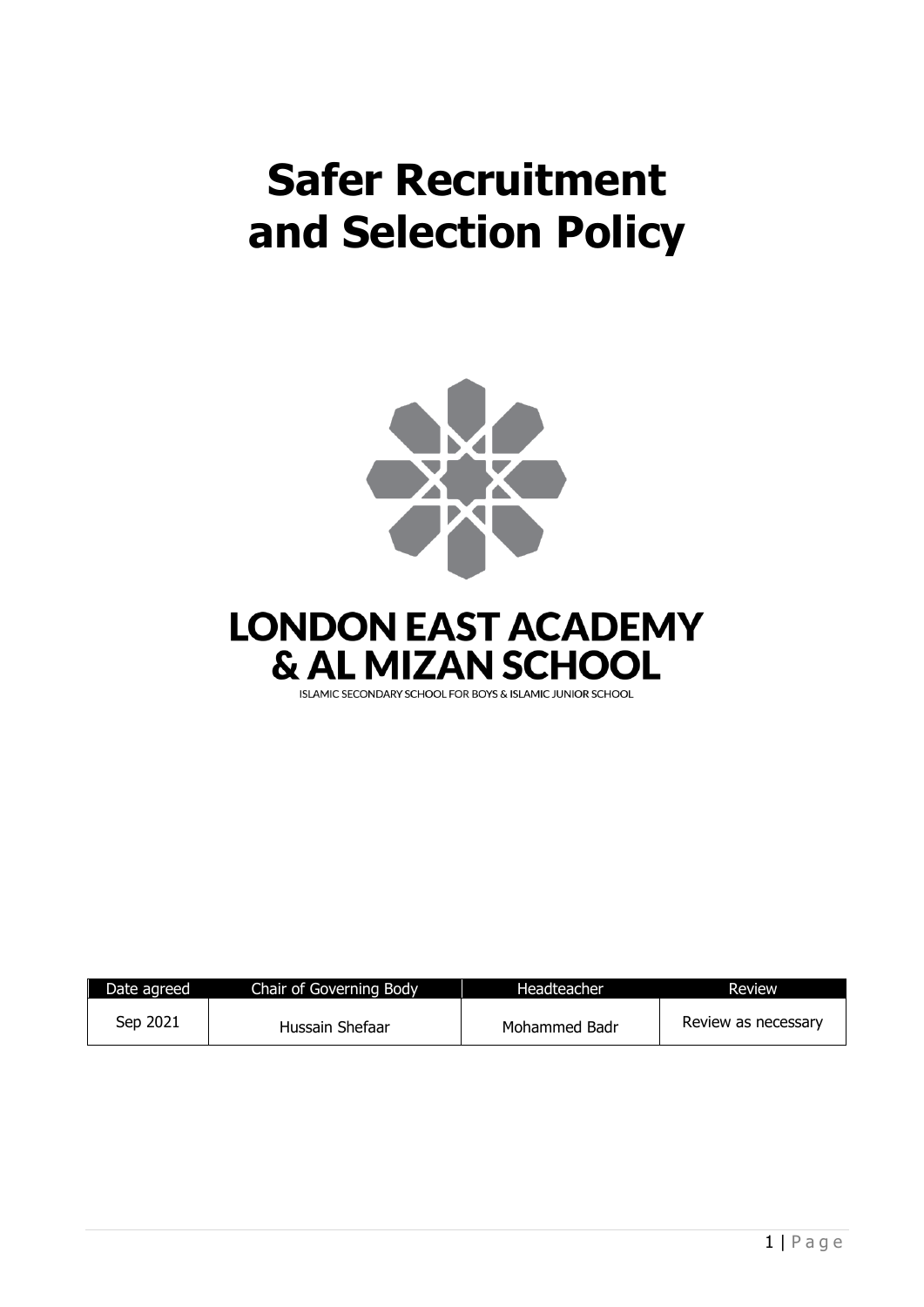# Safer Recruitment and Selection Policy

LONDON EAST ACADEMY & AL MIZAN SCHOOL

ISLAMIC SECONDARY SCHOOL FOR BOYS & ISLAMIC JUNIOR SCHOOL

| Date agreed | Chair of Governing Body | Headteacher | Review |
| --- | --- | --- | --- |
| Sep 2021 | Hussain Shefaar | Mohammed Badr | Review as necessary |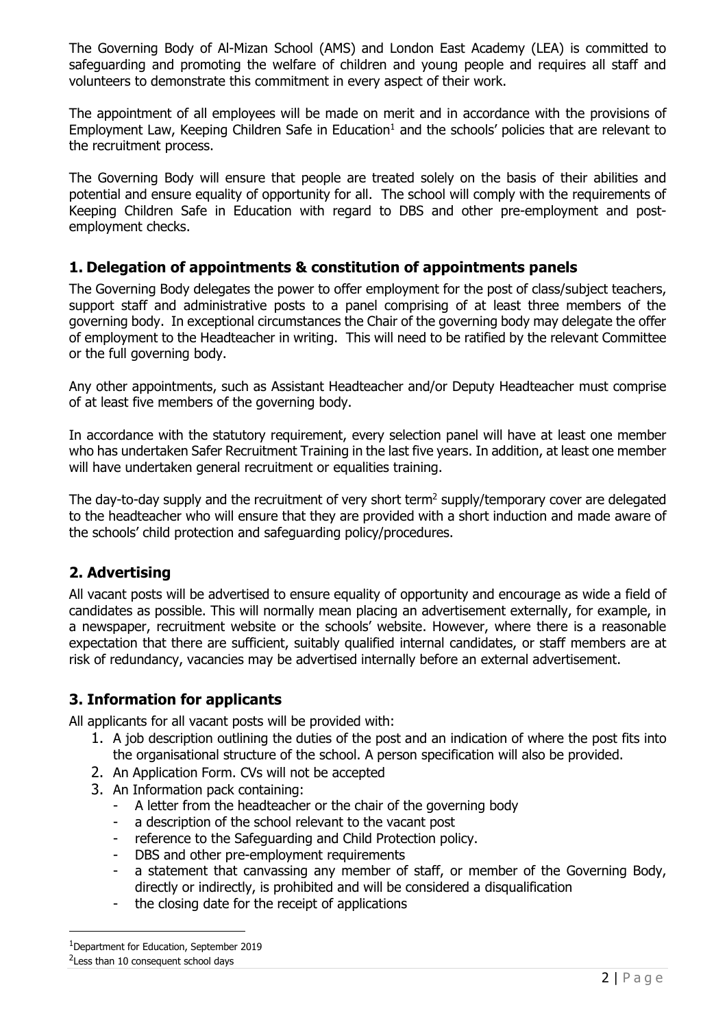The Governing Body of Al-Mizan School (AMS) and London East Academy (LEA) is committed to safeguarding and promoting the welfare of children and young people and requires all staff and volunteers to demonstrate this commitment in every aspect of their work.

The appointment of all employees will be made on merit and in accordance with the provisions of Employment Law, Keeping Children Safe in Education[1] and the schools' policies that are relevant to the recruitment process.

The Governing Body will ensure that people are treated solely on the basis of their abilities and potential and ensure equality of opportunity for all. The school will comply with the requirements of Keeping Children Safe in Education with regard to DBS and other pre-employment and post-employment checks.

## 1. Delegation of appointments & constitution of appointments panels

The Governing Body delegates the power to offer employment for the post of class/subject teachers, support staff and administrative posts to a panel comprising of at least three members of the governing body. In exceptional circumstances the Chair of the governing body may delegate the offer of employment to the Headteacher in writing. This will need to be ratified by the relevant Committee or the full governing body.

Any other appointments, such as Assistant Headteacher and/or Deputy Headteacher must comprise of at least five members of the governing body.

In accordance with the statutory requirement, every selection panel will have at least one member who has undertaken Safer Recruitment Training in the last five years. In addition, at least one member will have undertaken general recruitment or equalities training.

The day-to-day supply and the recruitment of very short term[2] supply/temporary cover are delegated to the headteacher who will ensure that they are provided with a short induction and made aware of the schools' child protection and safeguarding policy/procedures.

## 2. Advertising

All vacant posts will be advertised to ensure equality of opportunity and encourage as wide a field of candidates as possible. This will normally mean placing an advertisement externally, for example, in a newspaper, recruitment website or the schools' website. However, where there is a reasonable expectation that there are sufficient, suitably qualified internal candidates, or staff members are at risk of redundancy, vacancies may be advertised internally before an external advertisement.

## 3. Information for applicants

All applicants for all vacant posts will be provided with:

1. A job description outlining the duties of the post and an indication of where the post fits into the organisational structure of the school. A person specification will also be provided.
2. An Application Form. CVs will not be accepted
3. An Information pack containing:
   - A letter from the headteacher or the chair of the governing body
   - a description of the school relevant to the vacant post
   - reference to the Safeguarding and Child Protection policy.
   - DBS and other pre-employment requirements
   - a statement that canvassing any member of staff, or member of the Governing Body, directly or indirectly, is prohibited and will be considered a disqualification
   - the closing date for the receipt of applications

---

[1] Department for Education, September 2019

[2] Less than 10 consequent school days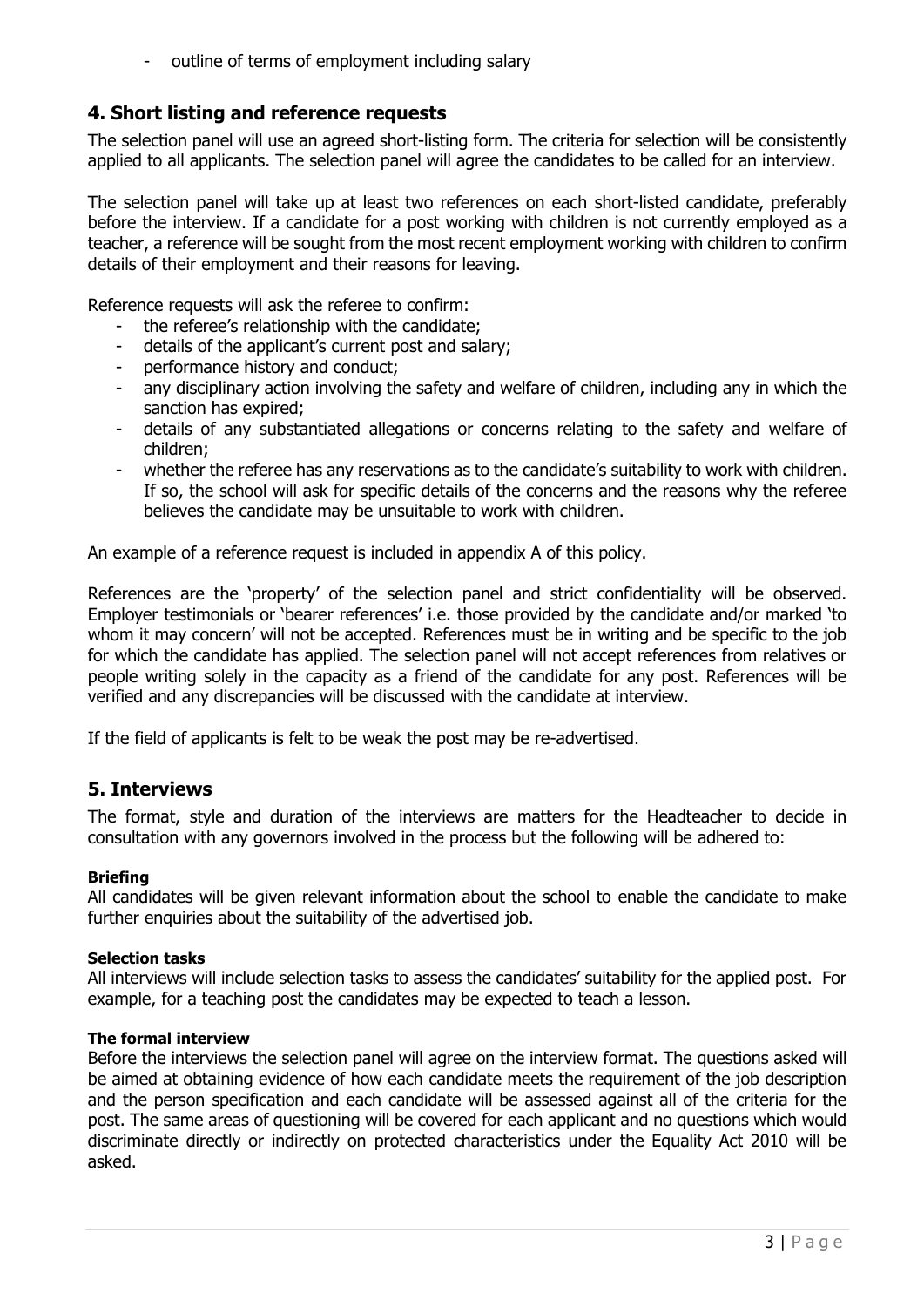- outline of terms of employment including salary

## 4. Short listing and reference requests

The selection panel will use an agreed short-listing form. The criteria for selection will be consistently applied to all applicants. The selection panel will agree the candidates to be called for an interview.

The selection panel will take up at least two references on each short-listed candidate, preferably before the interview. If a candidate for a post working with children is not currently employed as a teacher, a reference will be sought from the most recent employment working with children to confirm details of their employment and their reasons for leaving.

Reference requests will ask the referee to confirm:

- the referee's relationship with the candidate;
- details of the applicant's current post and salary;
- performance history and conduct;
- any disciplinary action involving the safety and welfare of children, including any in which the sanction has expired;
- details of any substantiated allegations or concerns relating to the safety and welfare of children;
- whether the referee has any reservations as to the candidate's suitability to work with children. If so, the school will ask for specific details of the concerns and the reasons why the referee believes the candidate may be unsuitable to work with children.

An example of a reference request is included in appendix A of this policy.

References are the 'property' of the selection panel and strict confidentiality will be observed. Employer testimonials or 'bearer references' i.e. those provided by the candidate and/or marked 'to whom it may concern' will not be accepted. References must be in writing and be specific to the job for which the candidate has applied. The selection panel will not accept references from relatives or people writing solely in the capacity as a friend of the candidate for any post. References will be verified and any discrepancies will be discussed with the candidate at interview.

If the field of applicants is felt to be weak the post may be re-advertised.

## 5. Interviews

The format, style and duration of the interviews are matters for the Headteacher to decide in consultation with any governors involved in the process but the following will be adhered to:

**Briefing**

All candidates will be given relevant information about the school to enable the candidate to make further enquiries about the suitability of the advertised job.

**Selection tasks**

All interviews will include selection tasks to assess the candidates' suitability for the applied post. For example, for a teaching post the candidates may be expected to teach a lesson.

**The formal interview**

Before the interviews the selection panel will agree on the interview format. The questions asked will be aimed at obtaining evidence of how each candidate meets the requirement of the job description and the person specification and each candidate will be assessed against all of the criteria for the post. The same areas of questioning will be covered for each applicant and no questions which would discriminate directly or indirectly on protected characteristics under the Equality Act 2010 will be asked.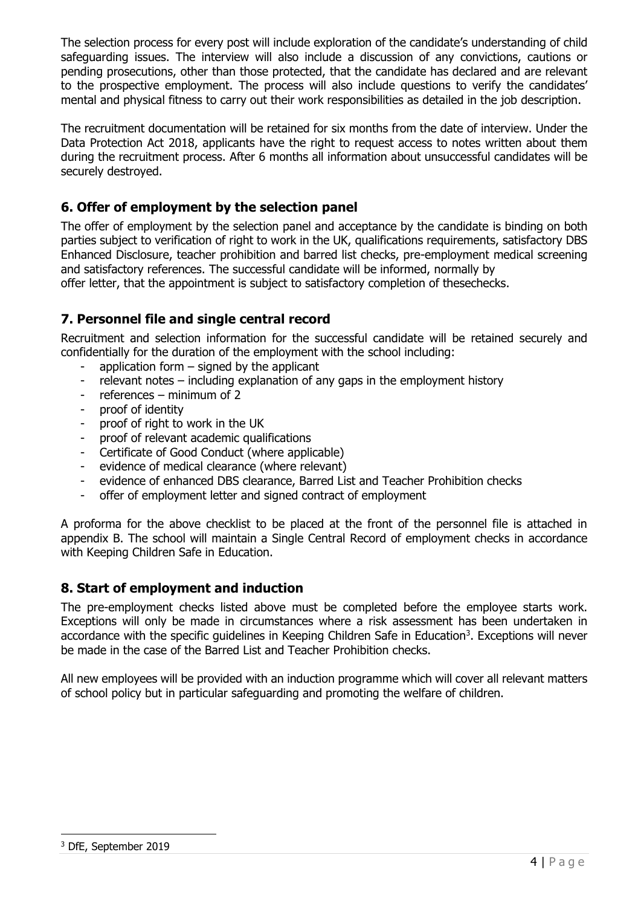The selection process for every post will include exploration of the candidate's understanding of child safeguarding issues. The interview will also include a discussion of any convictions, cautions or pending prosecutions, other than those protected, that the candidate has declared and are relevant to the prospective employment. The process will also include questions to verify the candidates' mental and physical fitness to carry out their work responsibilities as detailed in the job description.

The recruitment documentation will be retained for six months from the date of interview. Under the Data Protection Act 2018, applicants have the right to request access to notes written about them during the recruitment process. After 6 months all information about unsuccessful candidates will be securely destroyed.

## 6. Offer of employment by the selection panel

The offer of employment by the selection panel and acceptance by the candidate is binding on both parties subject to verification of right to work in the UK, qualifications requirements, satisfactory DBS Enhanced Disclosure, teacher prohibition and barred list checks, pre-employment medical screening and satisfactory references. The successful candidate will be informed, normally by offer letter, that the appointment is subject to satisfactory completion of thesechecks.

## 7. Personnel file and single central record

Recruitment and selection information for the successful candidate will be retained securely and confidentially for the duration of the employment with the school including:

- application form – signed by the applicant
- relevant notes – including explanation of any gaps in the employment history
- references – minimum of 2
- proof of identity
- proof of right to work in the UK
- proof of relevant academic qualifications
- Certificate of Good Conduct (where applicable)
- evidence of medical clearance (where relevant)
- evidence of enhanced DBS clearance, Barred List and Teacher Prohibition checks
- offer of employment letter and signed contract of employment

A proforma for the above checklist to be placed at the front of the personnel file is attached in appendix B. The school will maintain a Single Central Record of employment checks in accordance with Keeping Children Safe in Education.

## 8. Start of employment and induction

The pre-employment checks listed above must be completed before the employee starts work. Exceptions will only be made in circumstances where a risk assessment has been undertaken in accordance with the specific guidelines in Keeping Children Safe in Education[3]. Exceptions will never be made in the case of the Barred List and Teacher Prohibition checks.

All new employees will be provided with an induction programme which will cover all relevant matters of school policy but in particular safeguarding and promoting the welfare of children.

[3] DfE, September 2019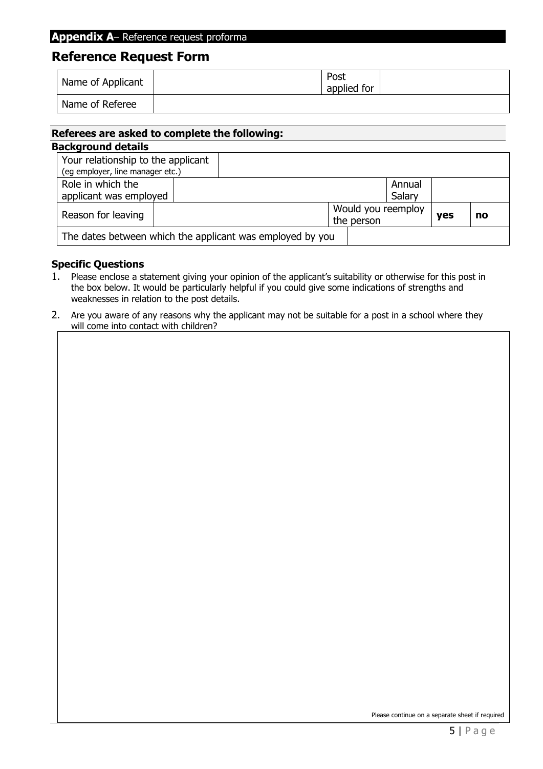**Appendix A**– Reference request proforma

# Reference Request Form

| Name of Applicant | | Post applied for | |
|---|---|---|---|
| Name of Referee | | | |

### Referees are asked to complete the following:

**Background details**

| Your relationship to the applicant (eg employer, line manager etc.) | | | | | |
|---|---|---|---|---|---|
| Role in which the applicant was employed | | Annual Salary | | | |
| Reason for leaving | | Would you reemploy the person | **yes** | **no** | |
| The dates between which the applicant was employed by you | | | | | |

**Specific Questions**

1. Please enclose a statement giving your opinion of the applicant's suitability or otherwise for this post in the box below. It would be particularly helpful if you could give some indications of strengths and weaknesses in relation to the post details.
2. Are you aware of any reasons why the applicant may not be suitable for a post in a school where they will come into contact with children?

Please continue on a separate sheet if required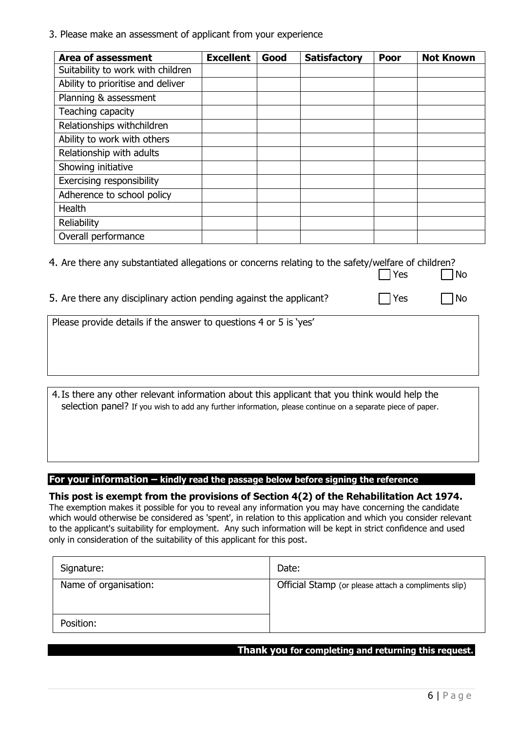3. Please make an assessment of applicant from your experience

| Area of assessment | Excellent | Good | Satisfactory | Poor | Not Known |
|---|---|---|---|---|---|
| Suitability to work with children | | | | | |
| Ability to prioritise and deliver | | | | | |
| Planning & assessment | | | | | |
| Teaching capacity | | | | | |
| Relationships withchildren | | | | | |
| Ability to work with others | | | | | |
| Relationship with adults | | | | | |
| Showing initiative | | | | | |
| Exercising responsibility | | | | | |
| Adherence to school policy | | | | | |
| Health | | | | | |
| Reliability | | | | | |
| Overall performance | | | | | |

4. Are there any substantiated allegations or concerns relating to the safety/welfare of children?
☐ Yes ☐ No

5. Are there any disciplinary action pending against the applicant? ☐ Yes ☐ No

| Please provide details if the answer to questions 4 or 5 is 'yes' |
|---|
| |

| 4. Is there any other relevant information about this applicant that you think would help the selection panel? If you wish to add any further information, please continue on a separate piece of paper. |
|---|
| |

**For your information – kindly read the passage below before signing the reference**

**This post is exempt from the provisions of Section 4(2) of the Rehabilitation Act 1974.**
The exemption makes it possible for you to reveal any information you may have concerning the candidate which would otherwise be considered as 'spent', in relation to this application and which you consider relevant to the applicant's suitability for employment. Any such information will be kept in strict confidence and used only in consideration of the suitability of this applicant for this post.

| Signature: | Date: |
|---|---|
| Name of organisation: | Official Stamp (or please attach a compliments slip) |
| Position: | |

**Thank you for completing and returning this request.**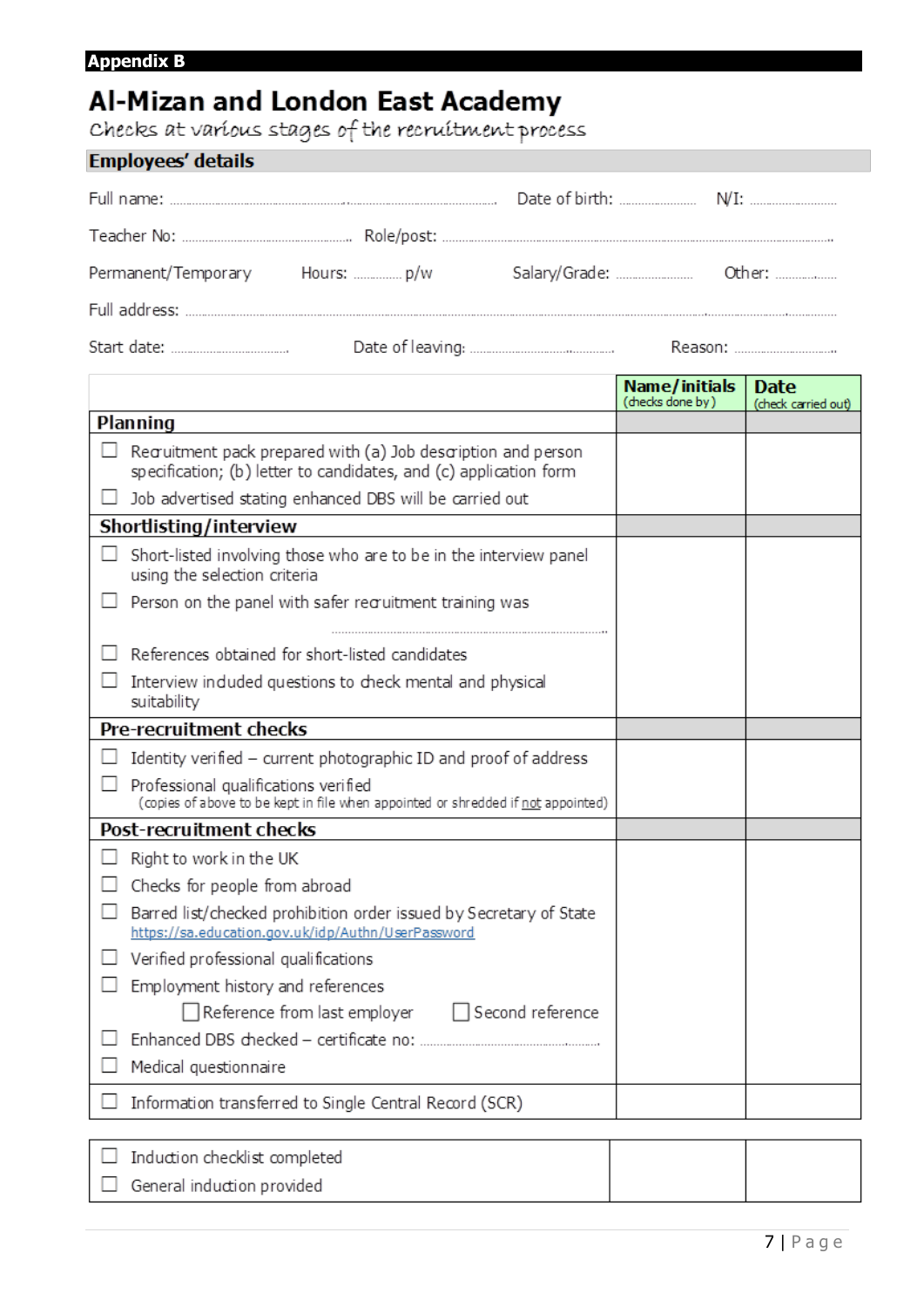**Appendix B**

# Al-Mizan and London East Academy

*Checks at various stages of the recruitment process*

## Employees' details

Full name: ........................................................................ Date of birth: .................... N/I: ......................

Teacher No: ........................................ Role/post: ..........................................................................

Permanent/Temporary Hours: ............ p/w Salary/Grade: .................... Other: ...............

Full address: ..............................................................................................................................

Start date: ............................ Date of leaving: ...................................... Reason: .........................

| | **Name/initials** (checks done by) | **Date** (check carried out) |
|---|---|---|
| **Planning** | | |
| ☐ Recruitment pack prepared with (a) Job description and person specification; (b) letter to candidates, and (c) application form<br>☐ Job advertised stating enhanced DBS will be carried out | | |
| **Shortlisting/interview** | | |
| ☐ Short-listed involving those who are to be in the interview panel using the selection criteria<br>☐ Person on the panel with safer recruitment training was ..........................................................<br>☐ References obtained for short-listed candidates<br>☐ Interview included questions to check mental and physical suitability | | |
| **Pre-recruitment checks** | | |
| ☐ Identity verified – current photographic ID and proof of address<br>☐ Professional qualifications verified<br>(copies of above to be kept in file when appointed or shredded if not appointed) | | |
| **Post-recruitment checks** | | |
| ☐ Right to work in the UK<br>☐ Checks for people from abroad<br>☐ Barred list/checked prohibition order issued by Secretary of State https://sa.education.gov.uk/idp/Authn/UserPassword<br>☐ Verified professional qualifications<br>☐ Employment history and references<br>☐ Reference from last employer ☐ Second reference<br>☐ Enhanced DBS checked – certificate no: ..................................<br>☐ Medical questionnaire | | |
| ☐ Information transferred to Single Central Record (SCR) | | |

| | | |
|---|---|---|
| ☐ Induction checklist completed<br>☐ General induction provided | | |